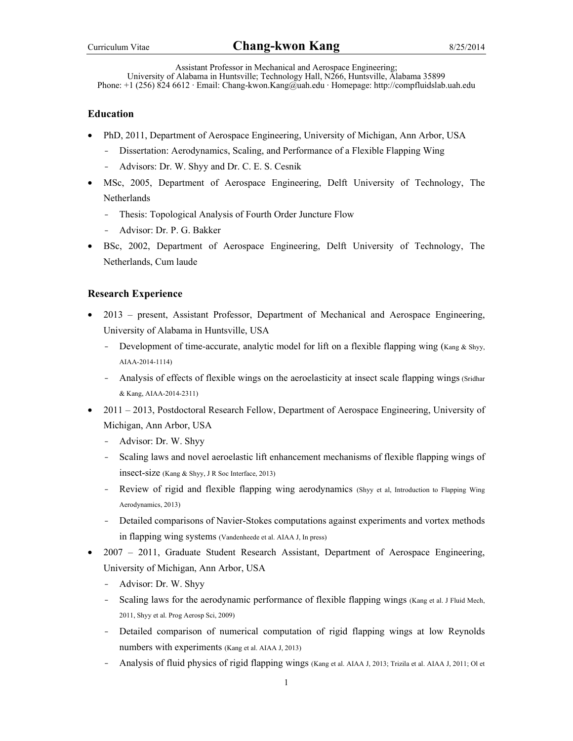Curriculum Vitae

# Chang-kwon Kang

8/25/2014

Assistant Professor in Mechanical and Aerospace Engineering;
University of Alabama in Huntsville; Technology Hall, N266, Huntsville, Alabama 35899
Phone: +1 (256) 824 6612 · Email: Chang-kwon.Kang@uah.edu · Homepage: http://compfluidslab.uah.edu

## Education

- PhD, 2011, Department of Aerospace Engineering, University of Michigan, Ann Arbor, USA
  - Dissertation: Aerodynamics, Scaling, and Performance of a Flexible Flapping Wing
  - Advisors: Dr. W. Shyy and Dr. C. E. S. Cesnik
- MSc, 2005, Department of Aerospace Engineering, Delft University of Technology, The Netherlands
  - Thesis: Topological Analysis of Fourth Order Juncture Flow
  - Advisor: Dr. P. G. Bakker
- BSc, 2002, Department of Aerospace Engineering, Delft University of Technology, The Netherlands, Cum laude

## Research Experience

- 2013 – present, Assistant Professor, Department of Mechanical and Aerospace Engineering, University of Alabama in Huntsville, USA
  - Development of time-accurate, analytic model for lift on a flexible flapping wing (Kang & Shyy, AIAA-2014-1114)
  - Analysis of effects of flexible wings on the aeroelasticity at insect scale flapping wings (Sridhar & Kang, AIAA-2014-2311)
- 2011 – 2013, Postdoctoral Research Fellow, Department of Aerospace Engineering, University of Michigan, Ann Arbor, USA
  - Advisor: Dr. W. Shyy
  - Scaling laws and novel aeroelastic lift enhancement mechanisms of flexible flapping wings of insect-size (Kang & Shyy, J R Soc Interface, 2013)
  - Review of rigid and flexible flapping wing aerodynamics (Shyy et al, Introduction to Flapping Wing Aerodynamics, 2013)
  - Detailed comparisons of Navier-Stokes computations against experiments and vortex methods in flapping wing systems (Vandenheede et al. AIAA J, In press)
- 2007 – 2011, Graduate Student Research Assistant, Department of Aerospace Engineering, University of Michigan, Ann Arbor, USA
  - Advisor: Dr. W. Shyy
  - Scaling laws for the aerodynamic performance of flexible flapping wings (Kang et al. J Fluid Mech, 2011, Shyy et al. Prog Aerosp Sci, 2009)
  - Detailed comparison of numerical computation of rigid flapping wings at low Reynolds numbers with experiments (Kang et al. AIAA J, 2013)
  - Analysis of fluid physics of rigid flapping wings (Kang et al. AIAA J, 2013; Trizila et al. AIAA J, 2011; Ol et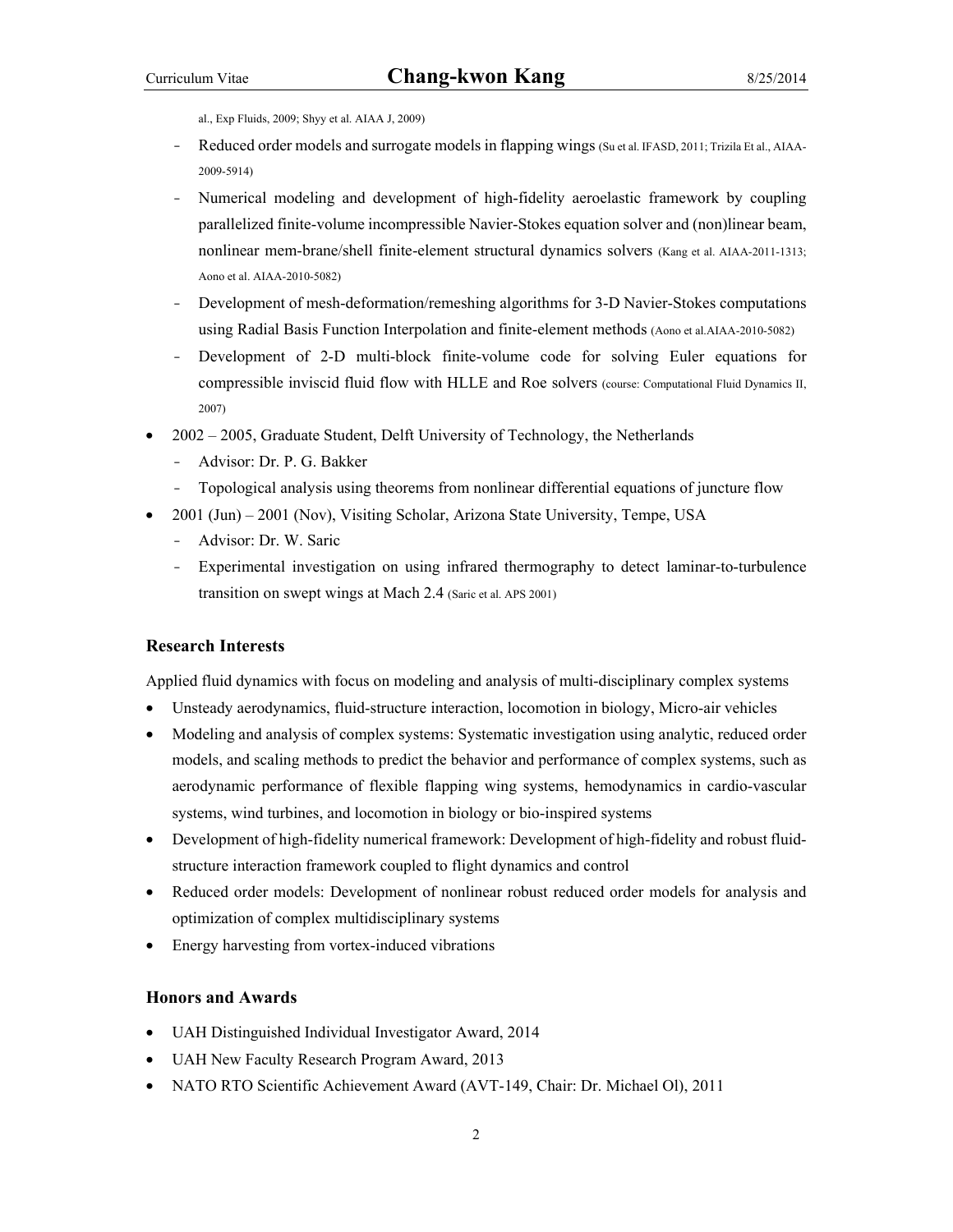al., Exp Fluids, 2009; Shyy et al. AIAA J, 2009)

- Reduced order models and surrogate models in flapping wings (Su et al. IFASD, 2011; Trizila Et al., AIAA-2009-5914)
- Numerical modeling and development of high-fidelity aeroelastic framework by coupling parallelized finite-volume incompressible Navier-Stokes equation solver and (non)linear beam, nonlinear mem-brane/shell finite-element structural dynamics solvers (Kang et al. AIAA-2011-1313; Aono et al. AIAA-2010-5082)
- Development of mesh-deformation/remeshing algorithms for 3-D Navier-Stokes computations using Radial Basis Function Interpolation and finite-element methods (Aono et al.AIAA-2010-5082)
- Development of 2-D multi-block finite-volume code for solving Euler equations for compressible inviscid fluid flow with HLLE and Roe solvers (course: Computational Fluid Dynamics II, 2007)

- 2002 – 2005, Graduate Student, Delft University of Technology, the Netherlands
  - Advisor: Dr. P. G. Bakker
  - Topological analysis using theorems from nonlinear differential equations of juncture flow
- 2001 (Jun) – 2001 (Nov), Visiting Scholar, Arizona State University, Tempe, USA
  - Advisor: Dr. W. Saric
  - Experimental investigation on using infrared thermography to detect laminar-to-turbulence transition on swept wings at Mach 2.4 (Saric et al. APS 2001)

### Research Interests

Applied fluid dynamics with focus on modeling and analysis of multi-disciplinary complex systems

- Unsteady aerodynamics, fluid-structure interaction, locomotion in biology, Micro-air vehicles
- Modeling and analysis of complex systems: Systematic investigation using analytic, reduced order models, and scaling methods to predict the behavior and performance of complex systems, such as aerodynamic performance of flexible flapping wing systems, hemodynamics in cardio-vascular systems, wind turbines, and locomotion in biology or bio-inspired systems
- Development of high-fidelity numerical framework: Development of high-fidelity and robust fluid-structure interaction framework coupled to flight dynamics and control
- Reduced order models: Development of nonlinear robust reduced order models for analysis and optimization of complex multidisciplinary systems
- Energy harvesting from vortex-induced vibrations

### Honors and Awards

- UAH Distinguished Individual Investigator Award, 2014
- UAH New Faculty Research Program Award, 2013
- NATO RTO Scientific Achievement Award (AVT-149, Chair: Dr. Michael Ol), 2011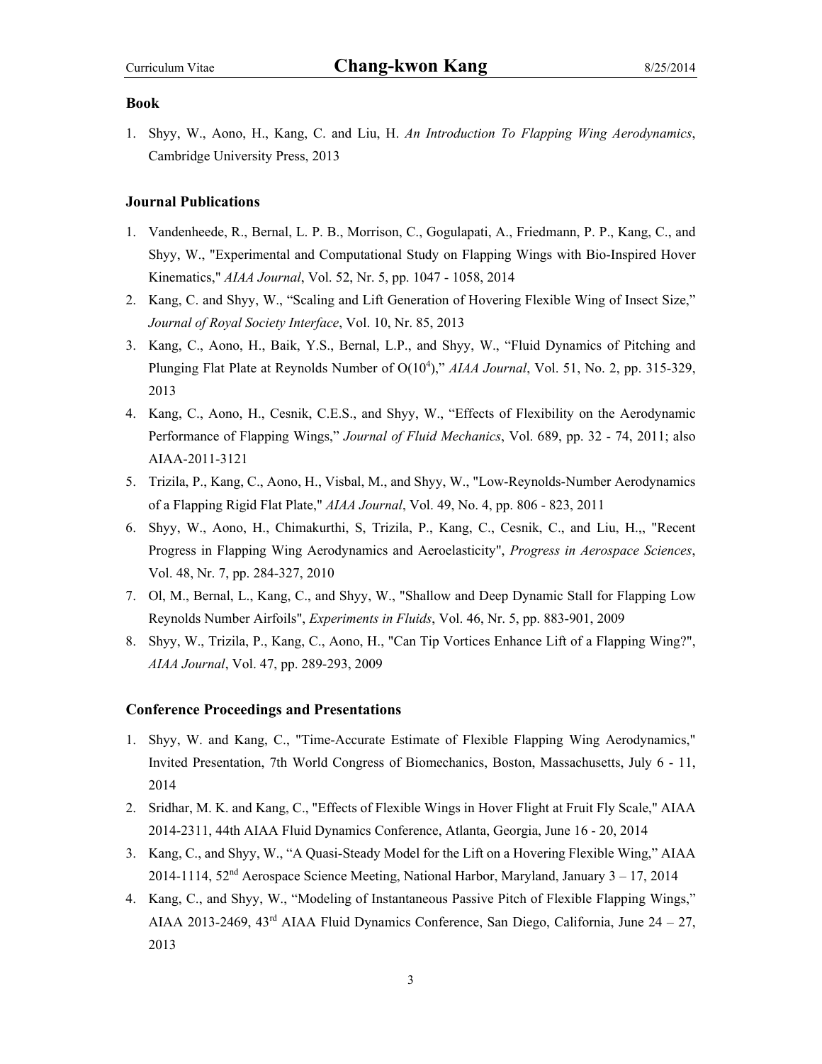### Book

1. Shyy, W., Aono, H., Kang, C. and Liu, H. *An Introduction To Flapping Wing Aerodynamics*, Cambridge University Press, 2013

### Journal Publications

1. Vandenheede, R., Bernal, L. P. B., Morrison, C., Gogulapati, A., Friedmann, P. P., Kang, C., and Shyy, W., "Experimental and Computational Study on Flapping Wings with Bio-Inspired Hover Kinematics," *AIAA Journal*, Vol. 52, Nr. 5, pp. 1047 - 1058, 2014
2. Kang, C. and Shyy, W., "Scaling and Lift Generation of Hovering Flexible Wing of Insect Size," *Journal of Royal Society Interface*, Vol. 10, Nr. 85, 2013
3. Kang, C., Aono, H., Baik, Y.S., Bernal, L.P., and Shyy, W., "Fluid Dynamics of Pitching and Plunging Flat Plate at Reynolds Number of O($10^4$)," *AIAA Journal*, Vol. 51, No. 2, pp. 315-329, 2013
4. Kang, C., Aono, H., Cesnik, C.E.S., and Shyy, W., "Effects of Flexibility on the Aerodynamic Performance of Flapping Wings," *Journal of Fluid Mechanics*, Vol. 689, pp. 32 - 74, 2011; also AIAA-2011-3121
5. Trizila, P., Kang, C., Aono, H., Visbal, M., and Shyy, W., "Low-Reynolds-Number Aerodynamics of a Flapping Rigid Flat Plate," *AIAA Journal*, Vol. 49, No. 4, pp. 806 - 823, 2011
6. Shyy, W., Aono, H., Chimakurthi, S, Trizila, P., Kang, C., Cesnik, C., and Liu, H.,, "Recent Progress in Flapping Wing Aerodynamics and Aeroelasticity", *Progress in Aerospace Sciences*, Vol. 48, Nr. 7, pp. 284-327, 2010
7. Ol, M., Bernal, L., Kang, C., and Shyy, W., "Shallow and Deep Dynamic Stall for Flapping Low Reynolds Number Airfoils", *Experiments in Fluids*, Vol. 46, Nr. 5, pp. 883-901, 2009
8. Shyy, W., Trizila, P., Kang, C., Aono, H., "Can Tip Vortices Enhance Lift of a Flapping Wing?", *AIAA Journal*, Vol. 47, pp. 289-293, 2009

### Conference Proceedings and Presentations

1. Shyy, W. and Kang, C., "Time-Accurate Estimate of Flexible Flapping Wing Aerodynamics," Invited Presentation, 7th World Congress of Biomechanics, Boston, Massachusetts, July 6 - 11, 2014
2. Sridhar, M. K. and Kang, C., "Effects of Flexible Wings in Hover Flight at Fruit Fly Scale," AIAA 2014-2311, 44th AIAA Fluid Dynamics Conference, Atlanta, Georgia, June 16 - 20, 2014
3. Kang, C., and Shyy, W., "A Quasi-Steady Model for the Lift on a Hovering Flexible Wing," AIAA 2014-1114, 52nd Aerospace Science Meeting, National Harbor, Maryland, January 3 – 17, 2014
4. Kang, C., and Shyy, W., "Modeling of Instantaneous Passive Pitch of Flexible Flapping Wings," AIAA 2013-2469, 43rd AIAA Fluid Dynamics Conference, San Diego, California, June 24 – 27, 2013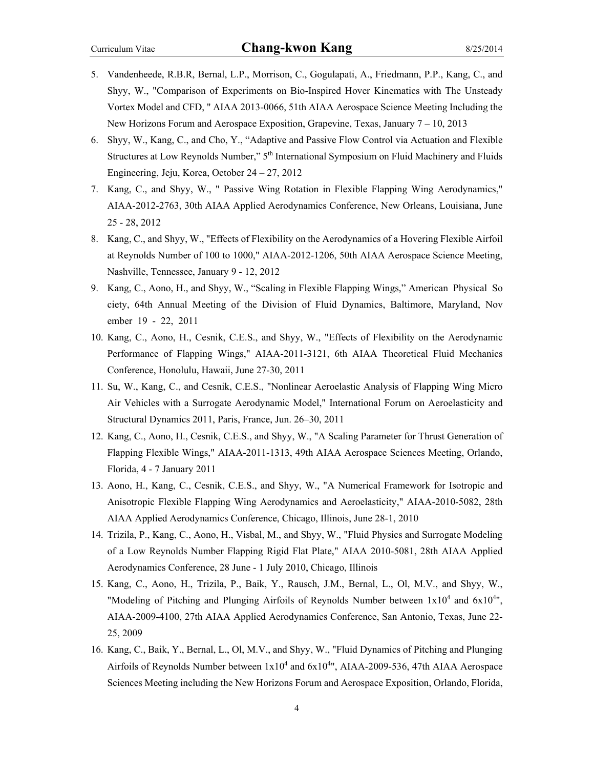5. Vandenheede, R.B.R, Bernal, L.P., Morrison, C., Gogulapati, A., Friedmann, P.P., Kang, C., and Shyy, W., "Comparison of Experiments on Bio-Inspired Hover Kinematics with The Unsteady Vortex Model and CFD, " AIAA 2013-0066, 51th AIAA Aerospace Science Meeting Including the New Horizons Forum and Aerospace Exposition, Grapevine, Texas, January 7 – 10, 2013
6. Shyy, W., Kang, C., and Cho, Y., "Adaptive and Passive Flow Control via Actuation and Flexible Structures at Low Reynolds Number," 5th International Symposium on Fluid Machinery and Fluids Engineering, Jeju, Korea, October 24 – 27, 2012
7. Kang, C., and Shyy, W., " Passive Wing Rotation in Flexible Flapping Wing Aerodynamics," AIAA-2012-2763, 30th AIAA Applied Aerodynamics Conference, New Orleans, Louisiana, June 25 - 28, 2012
8. Kang, C., and Shyy, W., "Effects of Flexibility on the Aerodynamics of a Hovering Flexible Airfoil at Reynolds Number of 100 to 1000," AIAA-2012-1206, 50th AIAA Aerospace Science Meeting, Nashville, Tennessee, January 9 - 12, 2012
9. Kang, C., Aono, H., and Shyy, W., "Scaling in Flexible Flapping Wings," American Physical So ciety, 64th Annual Meeting of the Division of Fluid Dynamics, Baltimore, Maryland, Nov ember 19 - 22, 2011
10. Kang, C., Aono, H., Cesnik, C.E.S., and Shyy, W., "Effects of Flexibility on the Aerodynamic Performance of Flapping Wings," AIAA-2011-3121, 6th AIAA Theoretical Fluid Mechanics Conference, Honolulu, Hawaii, June 27-30, 2011
11. Su, W., Kang, C., and Cesnik, C.E.S., "Nonlinear Aeroelastic Analysis of Flapping Wing Micro Air Vehicles with a Surrogate Aerodynamic Model," International Forum on Aeroelasticity and Structural Dynamics 2011, Paris, France, Jun. 26–30, 2011
12. Kang, C., Aono, H., Cesnik, C.E.S., and Shyy, W., "A Scaling Parameter for Thrust Generation of Flapping Flexible Wings," AIAA-2011-1313, 49th AIAA Aerospace Sciences Meeting, Orlando, Florida, 4 - 7 January 2011
13. Aono, H., Kang, C., Cesnik, C.E.S., and Shyy, W., "A Numerical Framework for Isotropic and Anisotropic Flexible Flapping Wing Aerodynamics and Aeroelasticity," AIAA-2010-5082, 28th AIAA Applied Aerodynamics Conference, Chicago, Illinois, June 28-1, 2010
14. Trizila, P., Kang, C., Aono, H., Visbal, M., and Shyy, W., "Fluid Physics and Surrogate Modeling of a Low Reynolds Number Flapping Rigid Flat Plate," AIAA 2010-5081, 28th AIAA Applied Aerodynamics Conference, 28 June - 1 July 2010, Chicago, Illinois
15. Kang, C., Aono, H., Trizila, P., Baik, Y., Rausch, J.M., Bernal, L., Ol, M.V., and Shyy, W., "Modeling of Pitching and Plunging Airfoils of Reynolds Number between $1x10^4$ and $6x10^4$", AIAA-2009-4100, 27th AIAA Applied Aerodynamics Conference, San Antonio, Texas, June 22-25, 2009
16. Kang, C., Baik, Y., Bernal, L., Ol, M.V., and Shyy, W., "Fluid Dynamics of Pitching and Plunging Airfoils of Reynolds Number between $1x10^4$ and $6x10^4$", AIAA-2009-536, 47th AIAA Aerospace Sciences Meeting including the New Horizons Forum and Aerospace Exposition, Orlando, Florida,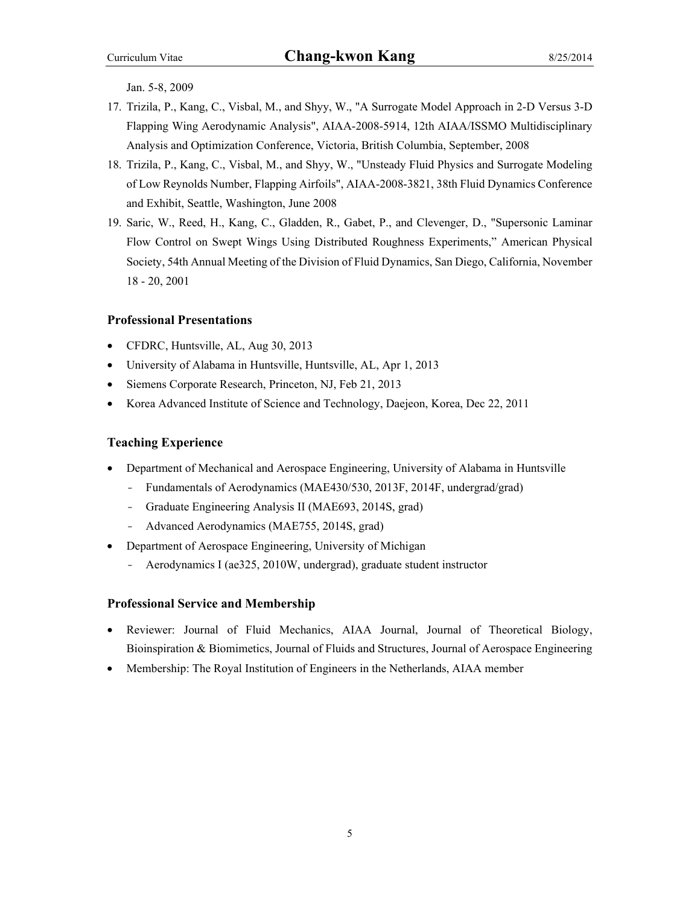Jan. 5-8, 2009

17. Trizila, P., Kang, C., Visbal, M., and Shyy, W., "A Surrogate Model Approach in 2-D Versus 3-D Flapping Wing Aerodynamic Analysis", AIAA-2008-5914, 12th AIAA/ISSMO Multidisciplinary Analysis and Optimization Conference, Victoria, British Columbia, September, 2008
18. Trizila, P., Kang, C., Visbal, M., and Shyy, W., "Unsteady Fluid Physics and Surrogate Modeling of Low Reynolds Number, Flapping Airfoils", AIAA-2008-3821, 38th Fluid Dynamics Conference and Exhibit, Seattle, Washington, June 2008
19. Saric, W., Reed, H., Kang, C., Gladden, R., Gabet, P., and Clevenger, D., "Supersonic Laminar Flow Control on Swept Wings Using Distributed Roughness Experiments," American Physical Society, 54th Annual Meeting of the Division of Fluid Dynamics, San Diego, California, November 18 - 20, 2001

### Professional Presentations

- CFDRC, Huntsville, AL, Aug 30, 2013
- University of Alabama in Huntsville, Huntsville, AL, Apr 1, 2013
- Siemens Corporate Research, Princeton, NJ, Feb 21, 2013
- Korea Advanced Institute of Science and Technology, Daejeon, Korea, Dec 22, 2011

### Teaching Experience

- Department of Mechanical and Aerospace Engineering, University of Alabama in Huntsville
  - Fundamentals of Aerodynamics (MAE430/530, 2013F, 2014F, undergrad/grad)
  - Graduate Engineering Analysis II (MAE693, 2014S, grad)
  - Advanced Aerodynamics (MAE755, 2014S, grad)
- Department of Aerospace Engineering, University of Michigan
  - Aerodynamics I (ae325, 2010W, undergrad), graduate student instructor

### Professional Service and Membership

- Reviewer: Journal of Fluid Mechanics, AIAA Journal, Journal of Theoretical Biology, Bioinspiration & Biomimetics, Journal of Fluids and Structures, Journal of Aerospace Engineering
- Membership: The Royal Institution of Engineers in the Netherlands, AIAA member